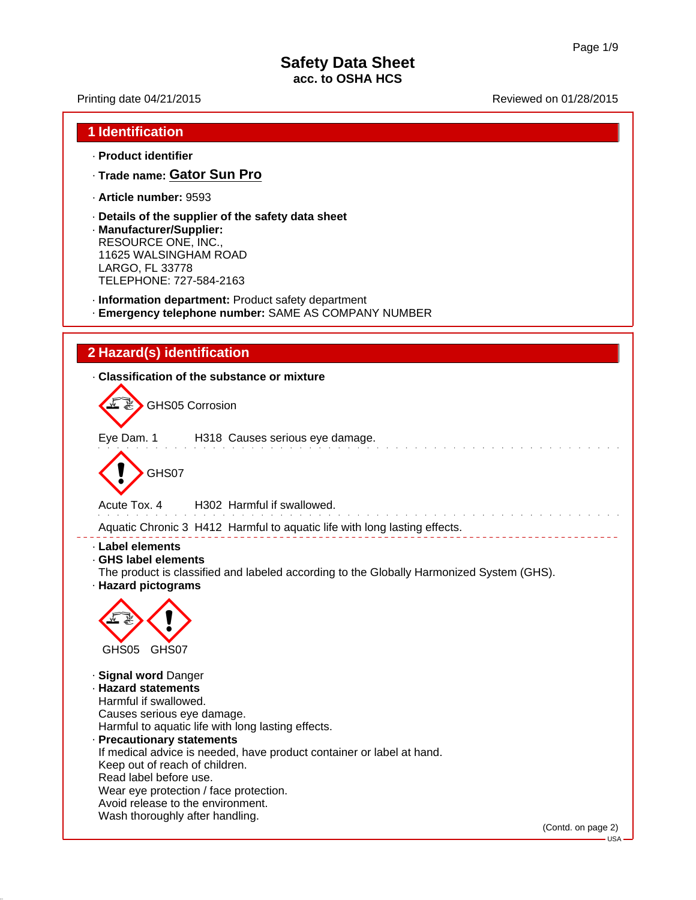# Safety Data Sheet

**acc. to OSHA HCS**

Printing date 04/21/2015 Reviewed on 01/28/2015

## 1 Identification

· **Product identifier**

· **Trade name:** Gator Sun Pro

· **Article number:** 9593

· **Details of the supplier of the safety data sheet**

· **Manufacturer/Supplier:**
RESOURCE ONE, INC.,
11625 WALSINGHAM ROAD
LARGO, FL 33778
TELEPHONE: 727-584-2163

· **Information department:** Product safety department

· **Emergency telephone number:** SAME AS COMPANY NUMBER

## 2 Hazard(s) identification

· **Classification of the substance or mixture**

GHS05 Corrosion

Eye Dam. 1 H318 Causes serious eye damage.

GHS07

Acute Tox. 4 H302 Harmful if swallowed.

Aquatic Chronic 3 H412 Harmful to aquatic life with long lasting effects.

· **Label elements**

· **GHS label elements**
The product is classified and labeled according to the Globally Harmonized System (GHS).

· **Hazard pictograms**

GHS05 GHS07

· **Signal word** Danger

· **Hazard statements**
Harmful if swallowed.
Causes serious eye damage.
Harmful to aquatic life with long lasting effects.

· **Precautionary statements**
If medical advice is needed, have product container or label at hand.
Keep out of reach of children.
Read label before use.
Wear eye protection / face protection.
Avoid release to the environment.
Wash thoroughly after handling.

(Contd. on page 2)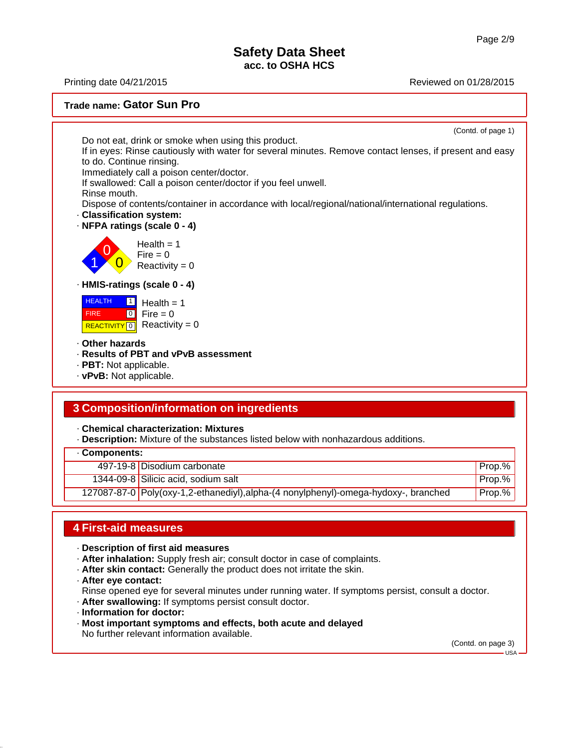Trade name: **Gator Sun Pro**

(Contd. of page 1)

Do not eat, drink or smoke when using this product.
If in eyes: Rinse cautiously with water for several minutes. Remove contact lenses, if present and easy to do. Continue rinsing.
Immediately call a poison center/doctor.
If swallowed: Call a poison center/doctor if you feel unwell.
Rinse mouth.
Dispose of contents/container in accordance with local/regional/national/international regulations.

· **Classification system:**
· **NFPA ratings (scale 0 - 4)**

Health = 1
Fire = 0
Reactivity = 0

· **HMIS-ratings (scale 0 - 4)**

| | |
|---|---|
| HEALTH | 1 |
| FIRE | 0 |
| REACTIVITY | 0 |

Health = 1
Fire = 0
Reactivity = 0

· **Other hazards**
· **Results of PBT and vPvB assessment**
· **PBT:** Not applicable.
· **vPvB:** Not applicable.

## 3 Composition/information on ingredients

· **Chemical characterization: Mixtures**
· **Description:** Mixture of the substances listed below with nonhazardous additions.

· **Components:**

| | | |
|---|---|---|
| 497-19-8 | Disodium carbonate | Prop.% |
| 1344-09-8 | Silicic acid, sodium salt | Prop.% |
| 127087-87-0 | Poly(oxy-1,2-ethanediyl),alpha-(4 nonylphenyl)-omega-hydoxy-, branched | Prop.% |

## 4 First-aid measures

· **Description of first aid measures**
· **After inhalation:** Supply fresh air; consult doctor in case of complaints.
· **After skin contact:** Generally the product does not irritate the skin.
· **After eye contact:**
Rinse opened eye for several minutes under running water. If symptoms persist, consult a doctor.
· **After swallowing:** If symptoms persist consult doctor.
· **Information for doctor:**
· **Most important symptoms and effects, both acute and delayed**
No further relevant information available.

(Contd. on page 3)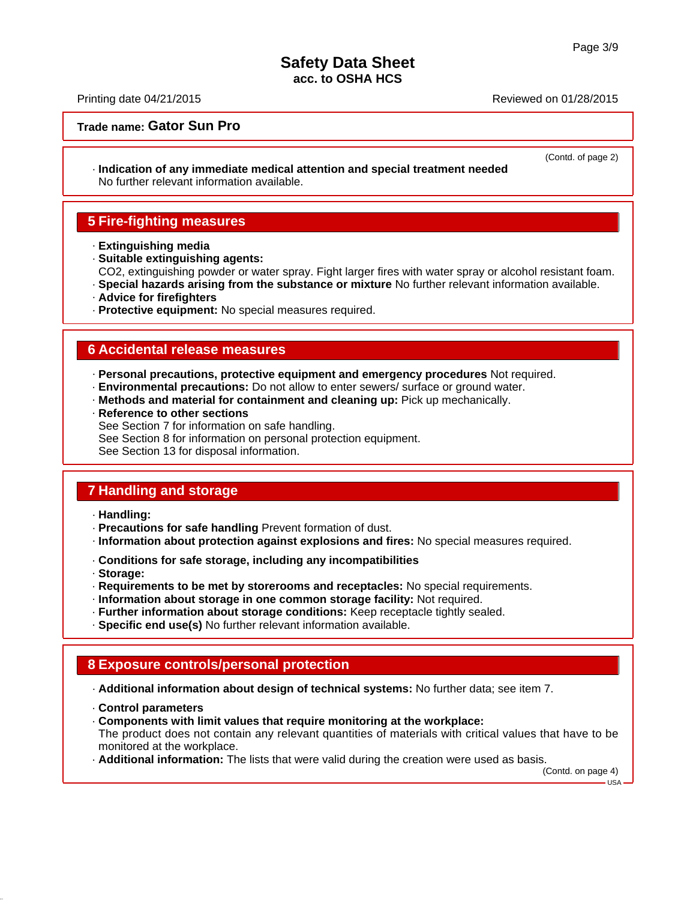**Trade name: Gator Sun Pro**

(Contd. of page 2)

· **Indication of any immediate medical attention and special treatment needed**
No further relevant information available.

## 5 Fire-fighting measures

· **Extinguishing media**
· **Suitable extinguishing agents:**
$CO_2$, extinguishing powder or water spray. Fight larger fires with water spray or alcohol resistant foam.
· **Special hazards arising from the substance or mixture** No further relevant information available.
· **Advice for firefighters**
· **Protective equipment:** No special measures required.

## 6 Accidental release measures

· **Personal precautions, protective equipment and emergency procedures** Not required.
· **Environmental precautions:** Do not allow to enter sewers/ surface or ground water.
· **Methods and material for containment and cleaning up:** Pick up mechanically.
· **Reference to other sections**
See Section 7 for information on safe handling.
See Section 8 for information on personal protection equipment.
See Section 13 for disposal information.

## 7 Handling and storage

· **Handling:**
· **Precautions for safe handling** Prevent formation of dust.
· **Information about protection against explosions and fires:** No special measures required.

· **Conditions for safe storage, including any incompatibilities**
· **Storage:**
· **Requirements to be met by storerooms and receptacles:** No special requirements.
· **Information about storage in one common storage facility:** Not required.
· **Further information about storage conditions:** Keep receptacle tightly sealed.
· **Specific end use(s)** No further relevant information available.

## 8 Exposure controls/personal protection

· **Additional information about design of technical systems:** No further data; see item 7.

· **Control parameters**
· **Components with limit values that require monitoring at the workplace:**
The product does not contain any relevant quantities of materials with critical values that have to be monitored at the workplace.
· **Additional information:** The lists that were valid during the creation were used as basis.

(Contd. on page 4)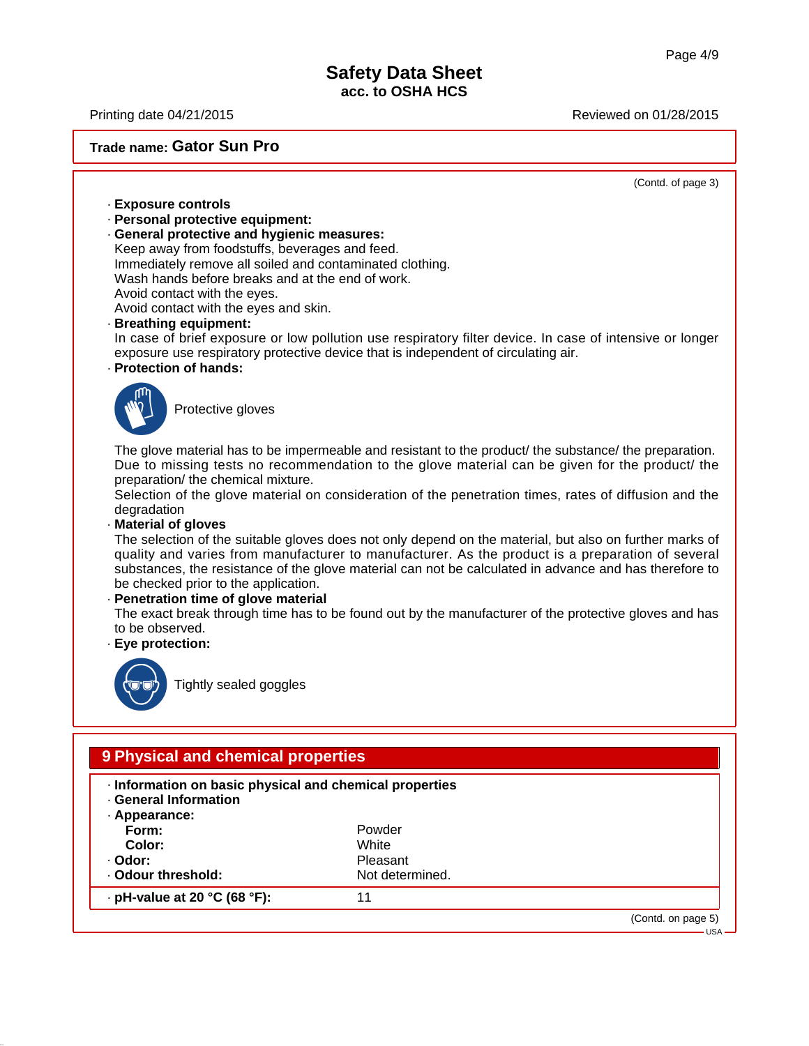**Trade name: Gator Sun Pro**

(Contd. of page 3)

· **Exposure controls**
· **Personal protective equipment:**
· **General protective and hygienic measures:**
Keep away from foodstuffs, beverages and feed.
Immediately remove all soiled and contaminated clothing.
Wash hands before breaks and at the end of work.
Avoid contact with the eyes.
Avoid contact with the eyes and skin.
· **Breathing equipment:**
In case of brief exposure or low pollution use respiratory filter device. In case of intensive or longer exposure use respiratory protective device that is independent of circulating air.
· **Protection of hands:**

Protective gloves

The glove material has to be impermeable and resistant to the product/ the substance/ the preparation.
Due to missing tests no recommendation to the glove material can be given for the product/ the preparation/ the chemical mixture.
Selection of the glove material on consideration of the penetration times, rates of diffusion and the degradation
· **Material of gloves**
The selection of the suitable gloves does not only depend on the material, but also on further marks of quality and varies from manufacturer to manufacturer. As the product is a preparation of several substances, the resistance of the glove material can not be calculated in advance and has therefore to be checked prior to the application.
· **Penetration time of glove material**
The exact break through time has to be found out by the manufacturer of the protective gloves and has to be observed.
· **Eye protection:**

Tightly sealed goggles

## 9 Physical and chemical properties

· **Information on basic physical and chemical properties**
· **General Information**
· **Appearance:**

| | |
|---|---|
| **Form:** | Powder |
| **Color:** | White |
| · **Odor:** | Pleasant |
| · **Odour threshold:** | Not determined. |
| · **pH-value at 20 °C (68 °F):** | 11 |

(Contd. on page 5)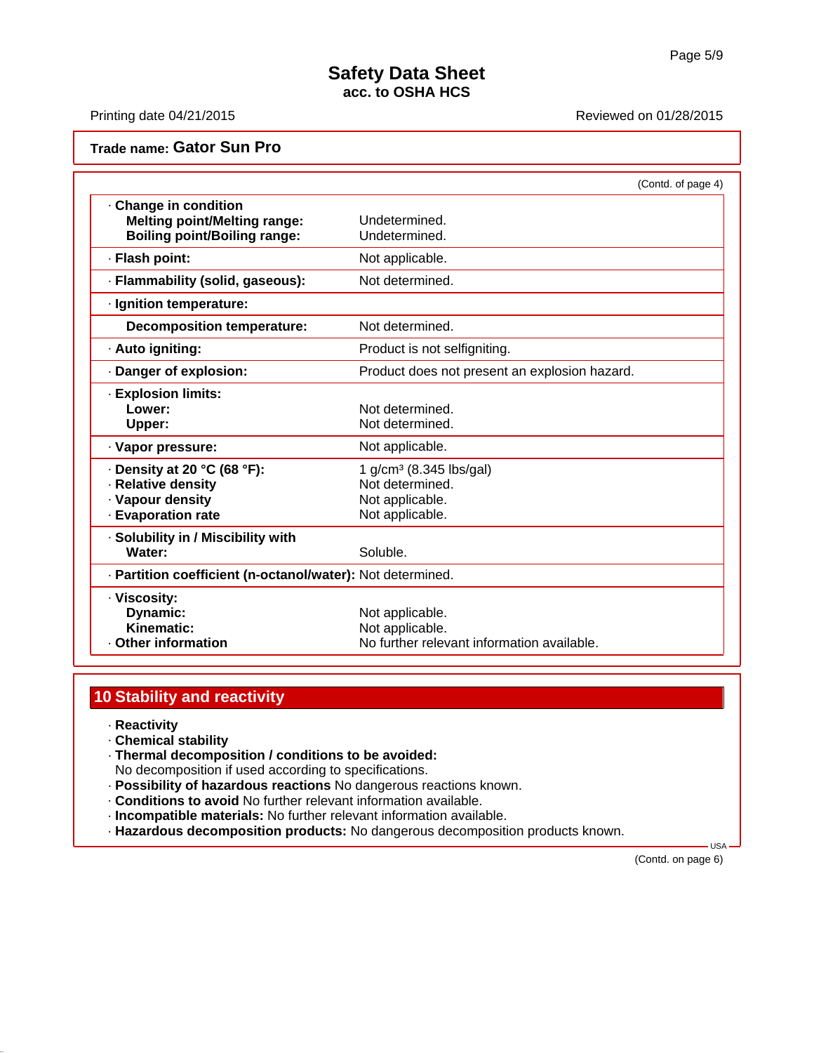# Safety Data Sheet
## acc. to OSHA HCS

Printing date 04/21/2015 Reviewed on 01/28/2015

**Trade name: Gator Sun Pro**

(Contd. of page 4)

| Property | Value |
|---|---|
| · **Change in condition** | |
| **Melting point/Melting range:** | Undetermined. |
| **Boiling point/Boiling range:** | Undetermined. |
| · **Flash point:** | Not applicable. |
| · **Flammability (solid, gaseous):** | Not determined. |
| · **Ignition temperature:** | |
| **Decomposition temperature:** | Not determined. |
| · **Auto igniting:** | Product is not selfigniting. |
| · **Danger of explosion:** | Product does not present an explosion hazard. |
| · **Explosion limits:** | |
| **Lower:** | Not determined. |
| **Upper:** | Not determined. |
| · **Vapor pressure:** | Not applicable. |
| · **Density at 20 °C (68 °F):** | 1 g/cm³ (8.345 lbs/gal) |
| · **Relative density** | Not determined. |
| · **Vapour density** | Not applicable. |
| · **Evaporation rate** | Not applicable. |
| · **Solubility in / Miscibility with** | |
| **Water:** | Soluble. |
| · **Partition coefficient (n-octanol/water):** | Not determined. |
| · **Viscosity:** | |
| **Dynamic:** | Not applicable. |
| **Kinematic:** | Not applicable. |
| · **Other information** | No further relevant information available. |

## 10 Stability and reactivity

· **Reactivity**
· **Chemical stability**
· **Thermal decomposition / conditions to be avoided:**
No decomposition if used according to specifications.
· **Possibility of hazardous reactions** No dangerous reactions known.
· **Conditions to avoid** No further relevant information available.
· **Incompatible materials:** No further relevant information available.
· **Hazardous decomposition products:** No dangerous decomposition products known.

(Contd. on page 6)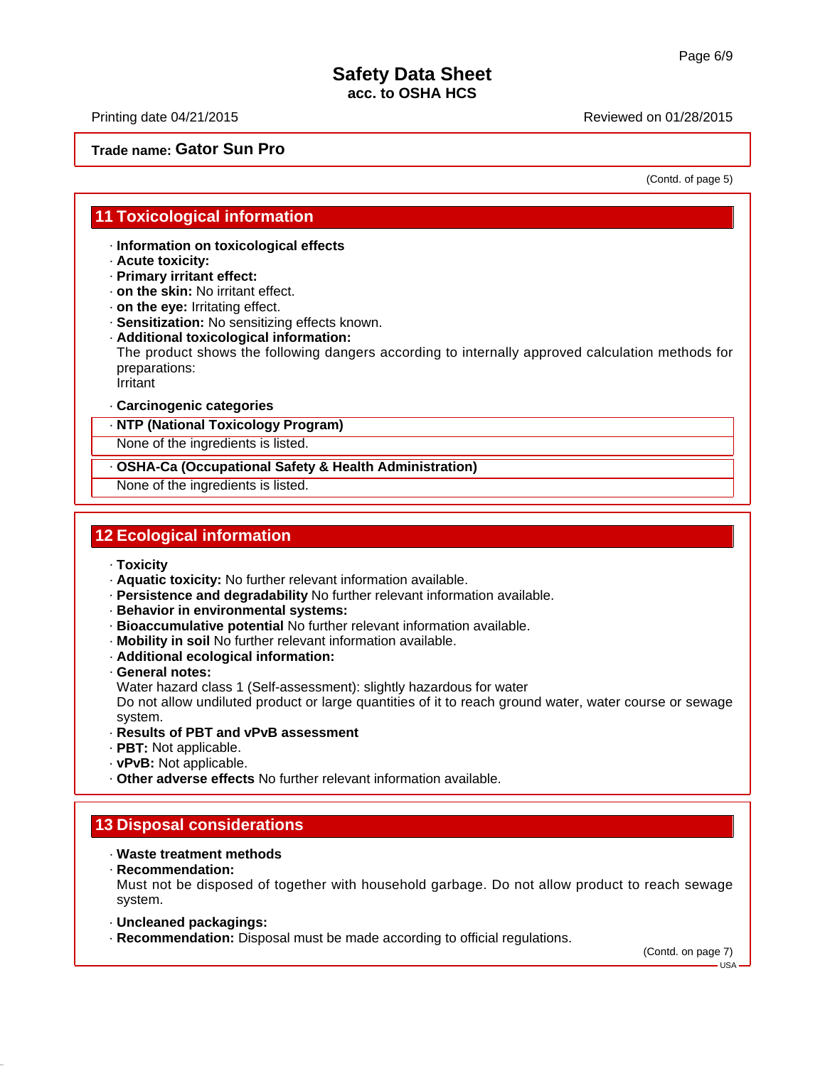**Trade name: Gator Sun Pro**

(Contd. of page 5)

## 11 Toxicological information

· **Information on toxicological effects**
· **Acute toxicity:**
· **Primary irritant effect:**
· **on the skin:** No irritant effect.
· **on the eye:** Irritating effect.
· **Sensitization:** No sensitizing effects known.
· **Additional toxicological information:**
The product shows the following dangers according to internally approved calculation methods for preparations:
Irritant

· **Carcinogenic categories**

· **NTP (National Toxicology Program)**
None of the ingredients is listed.

· **OSHA-Ca (Occupational Safety & Health Administration)**
None of the ingredients is listed.

## 12 Ecological information

· **Toxicity**
· **Aquatic toxicity:** No further relevant information available.
· **Persistence and degradability** No further relevant information available.
· **Behavior in environmental systems:**
· **Bioaccumulative potential** No further relevant information available.
· **Mobility in soil** No further relevant information available.
· **Additional ecological information:**
· **General notes:**
Water hazard class 1 (Self-assessment): slightly hazardous for water
Do not allow undiluted product or large quantities of it to reach ground water, water course or sewage system.
· **Results of PBT and vPvB assessment**
· **PBT:** Not applicable.
· **vPvB:** Not applicable.
· **Other adverse effects** No further relevant information available.

## 13 Disposal considerations

· **Waste treatment methods**
· **Recommendation:**
Must not be disposed of together with household garbage. Do not allow product to reach sewage system.

· **Uncleaned packagings:**
· **Recommendation:** Disposal must be made according to official regulations.

(Contd. on page 7)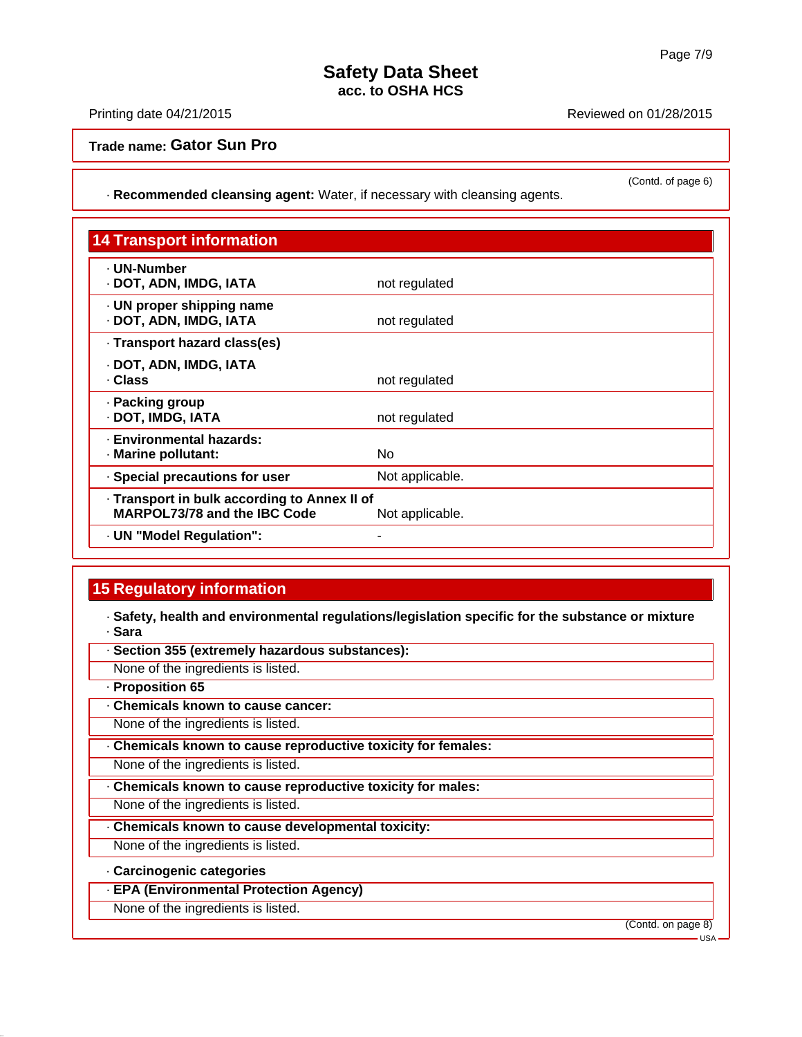**Trade name: Gator Sun Pro**

(Contd. of page 6)

· **Recommended cleansing agent:** Water, if necessary with cleansing agents.

## 14 Transport information

| | |
|---|---|
| · **UN-Number**<br>· **DOT, ADN, IMDG, IATA** | not regulated |
| · **UN proper shipping name**<br>· **DOT, ADN, IMDG, IATA** | not regulated |
| · **Transport hazard class(es)**<br>· **DOT, ADN, IMDG, IATA**<br>· **Class** | not regulated |
| · **Packing group**<br>· **DOT, IMDG, IATA** | not regulated |
| · **Environmental hazards:**<br>· **Marine pollutant:** | No |
| · **Special precautions for user** | Not applicable. |
| · **Transport in bulk according to Annex II of MARPOL73/78 and the IBC Code** | Not applicable. |
| · **UN "Model Regulation":** | - |

## 15 Regulatory information

· **Safety, health and environmental regulations/legislation specific for the substance or mixture**
· **Sara**

· **Section 355 (extremely hazardous substances):**
None of the ingredients is listed.

· **Proposition 65**

· **Chemicals known to cause cancer:**
None of the ingredients is listed.

· **Chemicals known to cause reproductive toxicity for females:**
None of the ingredients is listed.

· **Chemicals known to cause reproductive toxicity for males:**
None of the ingredients is listed.

· **Chemicals known to cause developmental toxicity:**
None of the ingredients is listed.

· **Carcinogenic categories**

· **EPA (Environmental Protection Agency)**
None of the ingredients is listed.

(Contd. on page 8)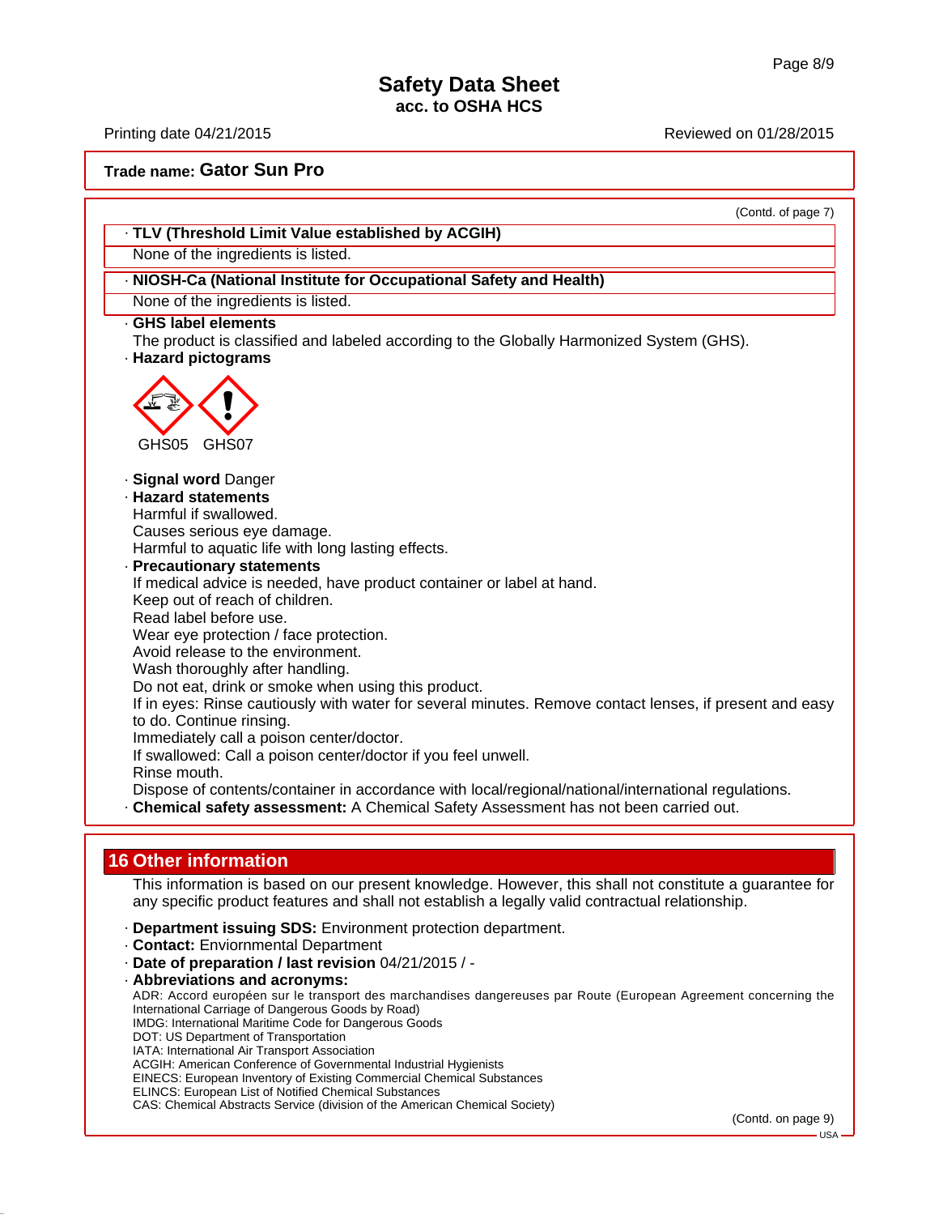**Trade name: Gator Sun Pro**

(Contd. of page 7)

· **TLV (Threshold Limit Value established by ACGIH)**

None of the ingredients is listed.

· **NIOSH-Ca (National Institute for Occupational Safety and Health)**

None of the ingredients is listed.

· **GHS label elements**

The product is classified and labeled according to the Globally Harmonized System (GHS).

· **Hazard pictograms**

GHS05 GHS07

· **Signal word** Danger

· **Hazard statements**

Harmful if swallowed.
Causes serious eye damage.
Harmful to aquatic life with long lasting effects.

· **Precautionary statements**

If medical advice is needed, have product container or label at hand.
Keep out of reach of children.
Read label before use.
Wear eye protection / face protection.
Avoid release to the environment.
Wash thoroughly after handling.
Do not eat, drink or smoke when using this product.
If in eyes: Rinse cautiously with water for several minutes. Remove contact lenses, if present and easy to do. Continue rinsing.
Immediately call a poison center/doctor.
If swallowed: Call a poison center/doctor if you feel unwell.
Rinse mouth.
Dispose of contents/container in accordance with local/regional/national/international regulations.

· **Chemical safety assessment:** A Chemical Safety Assessment has not been carried out.

## 16 Other information

This information is based on our present knowledge. However, this shall not constitute a guarantee for any specific product features and shall not establish a legally valid contractual relationship.

· **Department issuing SDS:** Environment protection department.

· **Contact:** Enviornmental Department

· **Date of preparation / last revision** 04/21/2015 / -

· **Abbreviations and acronyms:**

ADR: Accord européen sur le transport des marchandises dangereuses par Route (European Agreement concerning the International Carriage of Dangerous Goods by Road)
IMDG: International Maritime Code for Dangerous Goods
DOT: US Department of Transportation
IATA: International Air Transport Association
ACGIH: American Conference of Governmental Industrial Hygienists
EINECS: European Inventory of Existing Commercial Chemical Substances
ELINCS: European List of Notified Chemical Substances
CAS: Chemical Abstracts Service (division of the American Chemical Society)

(Contd. on page 9)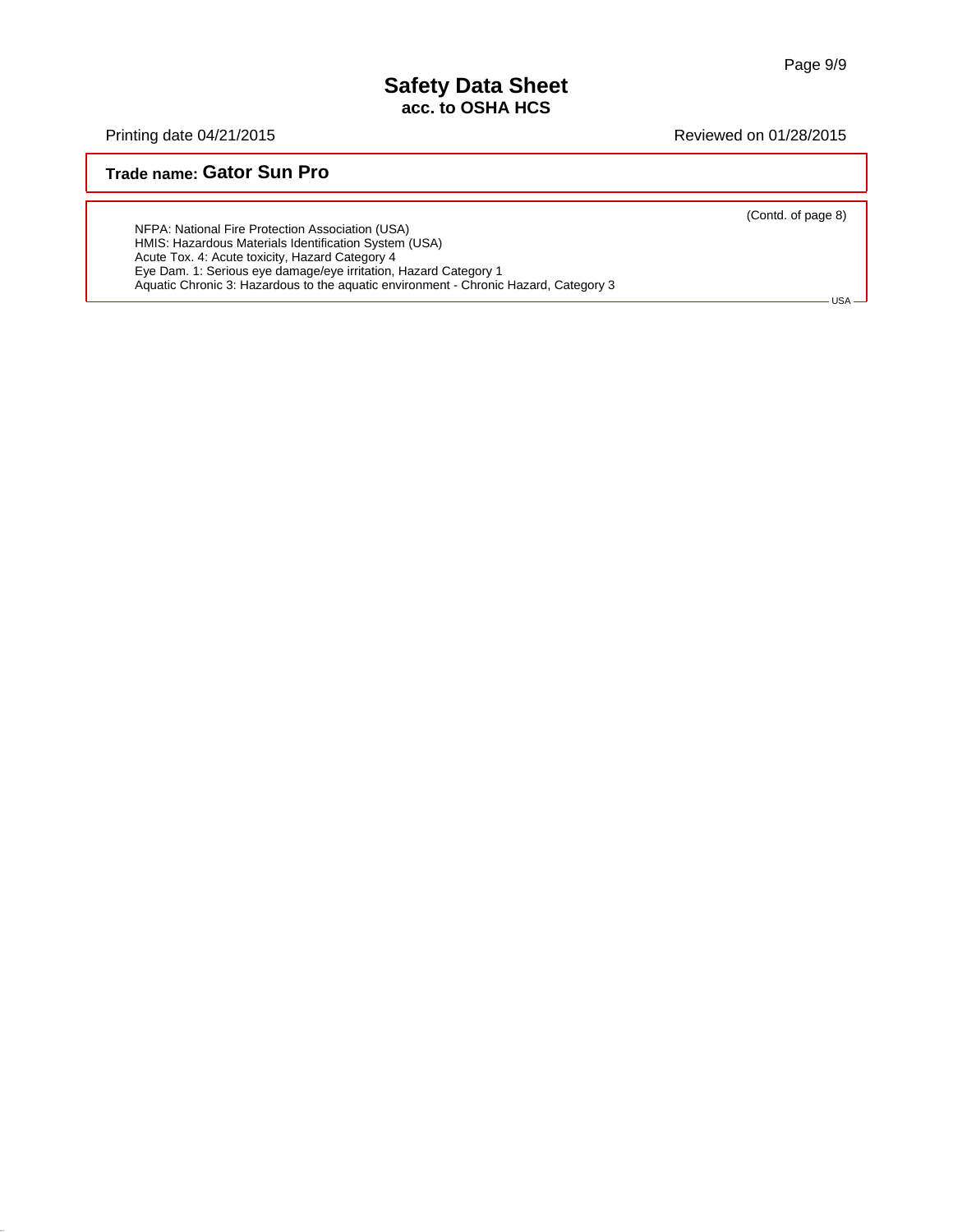**Trade name: Gator Sun Pro**

(Contd. of page 8)

NFPA: National Fire Protection Association (USA)
HMIS: Hazardous Materials Identification System (USA)
Acute Tox. 4: Acute toxicity, Hazard Category 4
Eye Dam. 1: Serious eye damage/eye irritation, Hazard Category 1
Aquatic Chronic 3: Hazardous to the aquatic environment - Chronic Hazard, Category 3